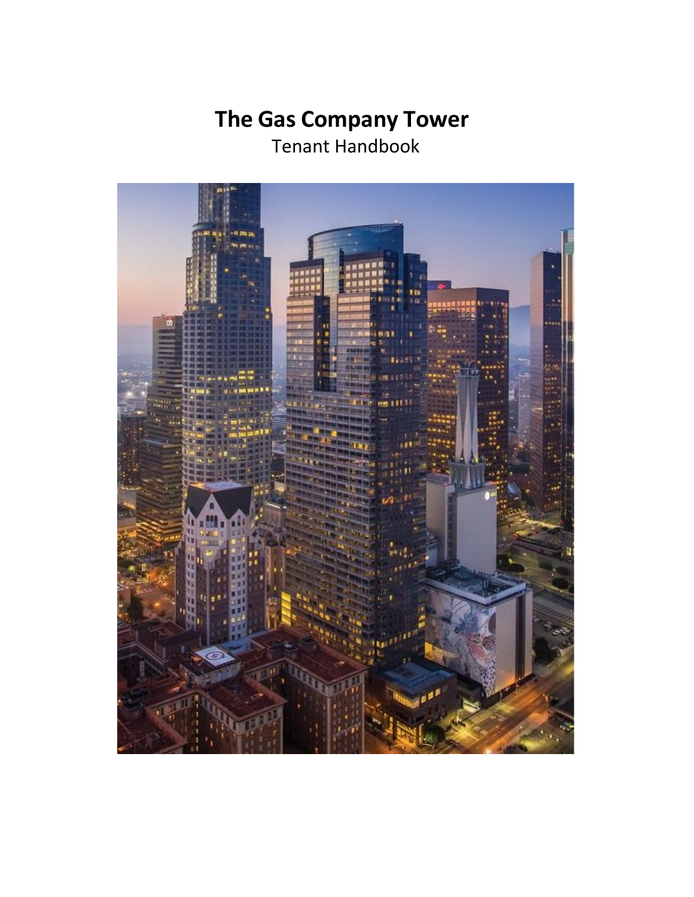# The Gas Company Tower

Tenant Handbook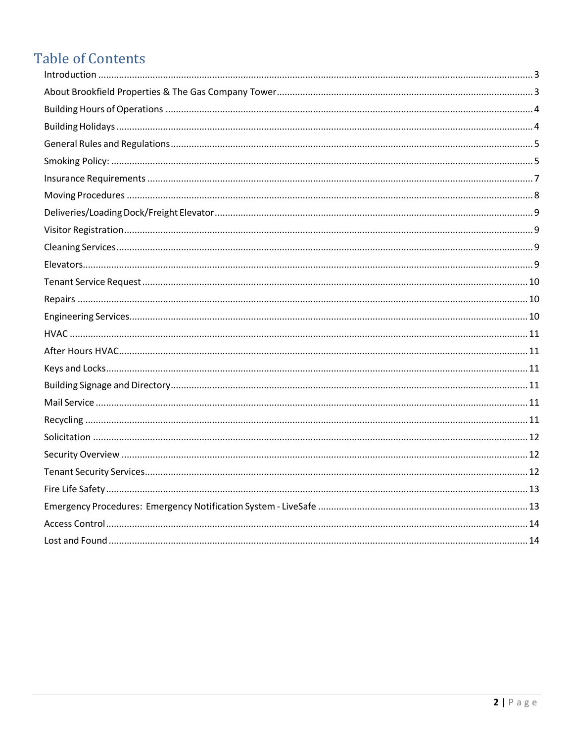# Table of Contents

Introduction ..... 3
About Brookfield Properties & The Gas Company Tower ..... 3
Building Hours of Operations ..... 4
Building Holidays ..... 4
General Rules and Regulations ..... 5
Smoking Policy: ..... 5
Insurance Requirements ..... 7
Moving Procedures ..... 8
Deliveries/Loading Dock/Freight Elevator ..... 9
Visitor Registration ..... 9
Cleaning Services ..... 9
Elevators ..... 9
Tenant Service Request ..... 10
Repairs ..... 10
Engineering Services ..... 10
HVAC ..... 11
After Hours HVAC ..... 11
Keys and Locks ..... 11
Building Signage and Directory ..... 11
Mail Service ..... 11
Recycling ..... 11
Solicitation ..... 12
Security Overview ..... 12
Tenant Security Services ..... 12
Fire Life Safety ..... 13
Emergency Procedures: Emergency Notification System - LiveSafe ..... 13
Access Control ..... 14
Lost and Found ..... 14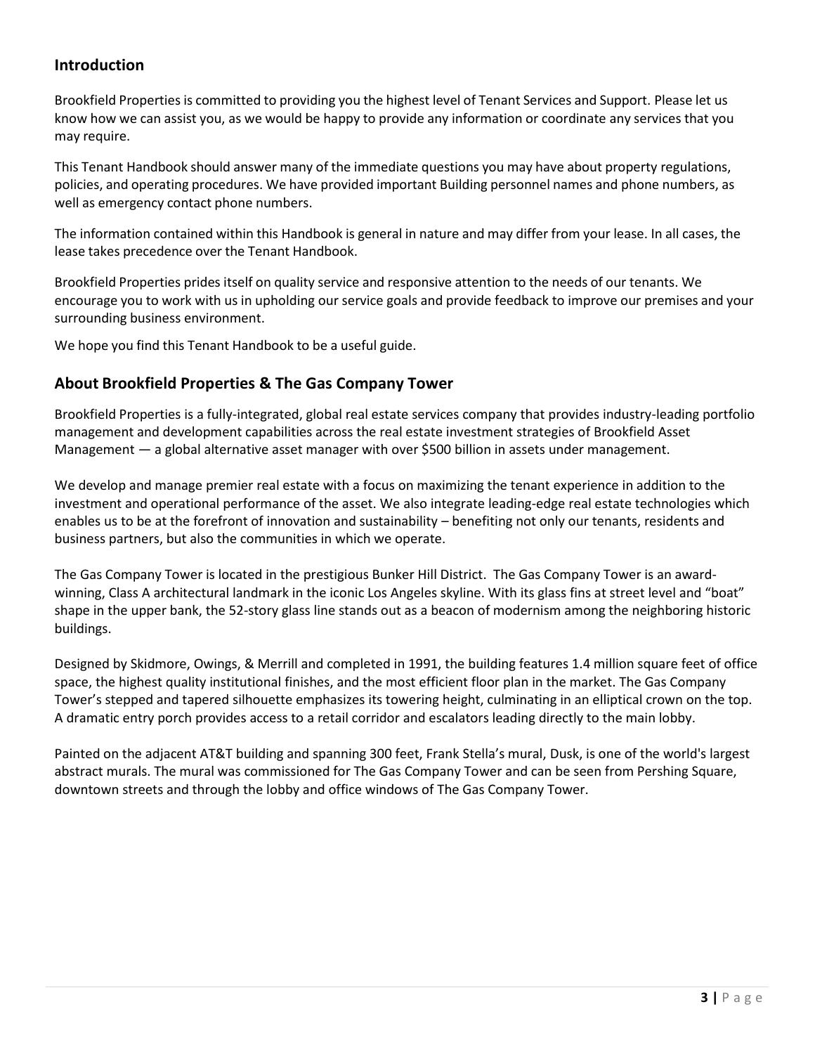## Introduction

Brookfield Properties is committed to providing you the highest level of Tenant Services and Support. Please let us know how we can assist you, as we would be happy to provide any information or coordinate any services that you may require.

This Tenant Handbook should answer many of the immediate questions you may have about property regulations, policies, and operating procedures. We have provided important Building personnel names and phone numbers, as well as emergency contact phone numbers.

The information contained within this Handbook is general in nature and may differ from your lease. In all cases, the lease takes precedence over the Tenant Handbook.

Brookfield Properties prides itself on quality service and responsive attention to the needs of our tenants. We encourage you to work with us in upholding our service goals and provide feedback to improve our premises and your surrounding business environment.

We hope you find this Tenant Handbook to be a useful guide.

## About Brookfield Properties & The Gas Company Tower

Brookfield Properties is a fully-integrated, global real estate services company that provides industry-leading portfolio management and development capabilities across the real estate investment strategies of Brookfield Asset Management — a global alternative asset manager with over $500 billion in assets under management.

We develop and manage premier real estate with a focus on maximizing the tenant experience in addition to the investment and operational performance of the asset. We also integrate leading-edge real estate technologies which enables us to be at the forefront of innovation and sustainability – benefiting not only our tenants, residents and business partners, but also the communities in which we operate.

The Gas Company Tower is located in the prestigious Bunker Hill District. The Gas Company Tower is an award-winning, Class A architectural landmark in the iconic Los Angeles skyline. With its glass fins at street level and "boat" shape in the upper bank, the 52-story glass line stands out as a beacon of modernism among the neighboring historic buildings.

Designed by Skidmore, Owings, & Merrill and completed in 1991, the building features 1.4 million square feet of office space, the highest quality institutional finishes, and the most efficient floor plan in the market. The Gas Company Tower's stepped and tapered silhouette emphasizes its towering height, culminating in an elliptical crown on the top. A dramatic entry porch provides access to a retail corridor and escalators leading directly to the main lobby.

Painted on the adjacent AT&T building and spanning 300 feet, Frank Stella's mural, Dusk, is one of the world's largest abstract murals. The mural was commissioned for The Gas Company Tower and can be seen from Pershing Square, downtown streets and through the lobby and office windows of The Gas Company Tower.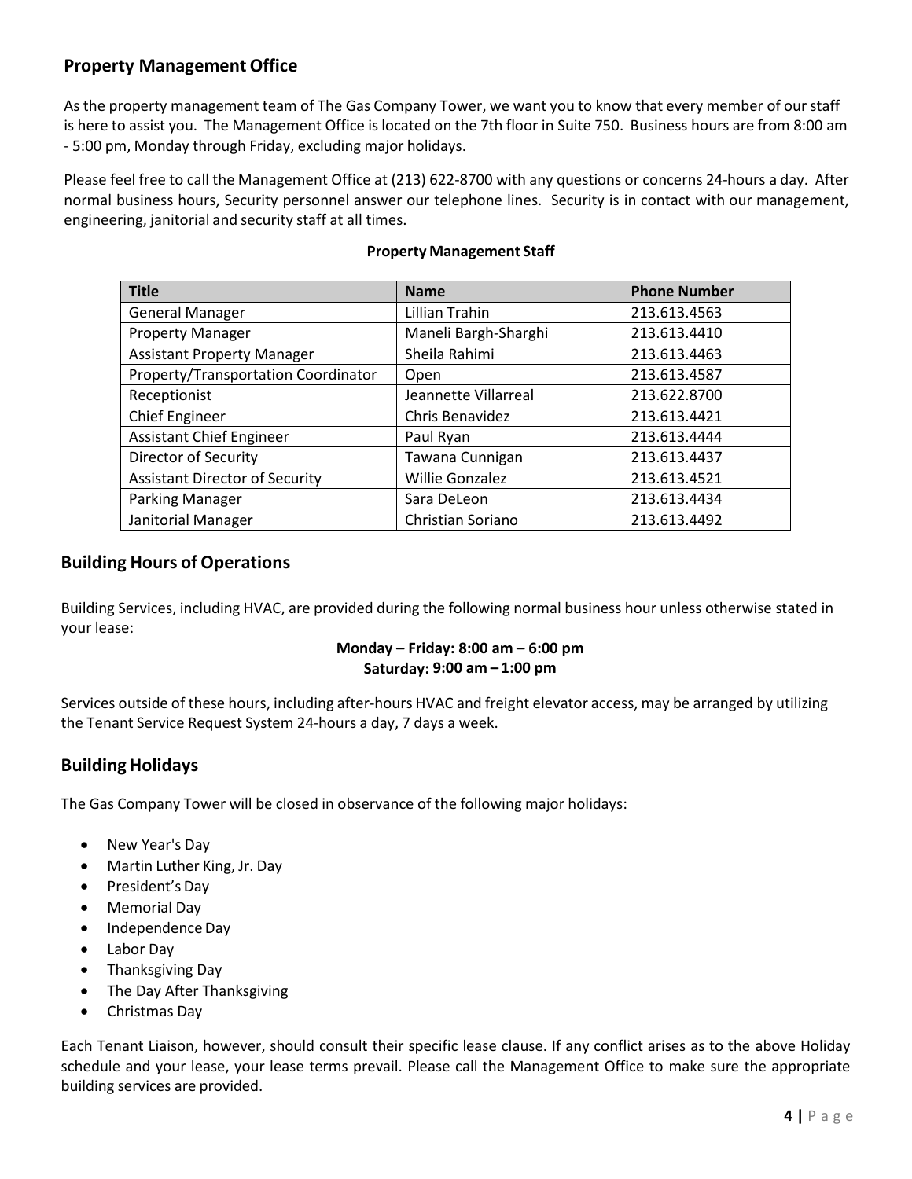## Property Management Office

As the property management team of The Gas Company Tower, we want you to know that every member of our staff is here to assist you. The Management Office is located on the 7th floor in Suite 750. Business hours are from 8:00 am - 5:00 pm, Monday through Friday, excluding major holidays.

Please feel free to call the Management Office at (213) 622-8700 with any questions or concerns 24-hours a day. After normal business hours, Security personnel answer our telephone lines. Security is in contact with our management, engineering, janitorial and security staff at all times.

**Property Management Staff**

| Title | Name | Phone Number |
|---|---|---|
| General Manager | Lillian Trahin | 213.613.4563 |
| Property Manager | Maneli Bargh-Sharghi | 213.613.4410 |
| Assistant Property Manager | Sheila Rahimi | 213.613.4463 |
| Property/Transportation Coordinator | Open | 213.613.4587 |
| Receptionist | Jeannette Villarreal | 213.622.8700 |
| Chief Engineer | Chris Benavidez | 213.613.4421 |
| Assistant Chief Engineer | Paul Ryan | 213.613.4444 |
| Director of Security | Tawana Cunnigan | 213.613.4437 |
| Assistant Director of Security | Willie Gonzalez | 213.613.4521 |
| Parking Manager | Sara DeLeon | 213.613.4434 |
| Janitorial Manager | Christian Soriano | 213.613.4492 |

## Building Hours of Operations

Building Services, including HVAC, are provided during the following normal business hour unless otherwise stated in your lease:

**Monday – Friday: 8:00 am – 6:00 pm**
**Saturday: 9:00 am – 1:00 pm**

Services outside of these hours, including after-hours HVAC and freight elevator access, may be arranged by utilizing the Tenant Service Request System 24-hours a day, 7 days a week.

## Building Holidays

The Gas Company Tower will be closed in observance of the following major holidays:

- New Year's Day
- Martin Luther King, Jr. Day
- President's Day
- Memorial Day
- Independence Day
- Labor Day
- Thanksgiving Day
- The Day After Thanksgiving
- Christmas Day

Each Tenant Liaison, however, should consult their specific lease clause. If any conflict arises as to the above Holiday schedule and your lease, your lease terms prevail. Please call the Management Office to make sure the appropriate building services are provided.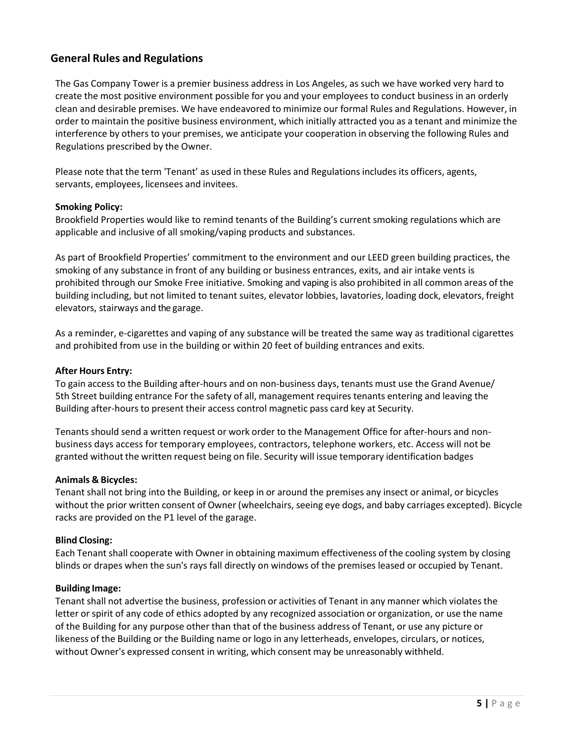## General Rules and Regulations

The Gas Company Tower is a premier business address in Los Angeles, as such we have worked very hard to create the most positive environment possible for you and your employees to conduct business in an orderly clean and desirable premises. We have endeavored to minimize our formal Rules and Regulations. However, in order to maintain the positive business environment, which initially attracted you as a tenant and minimize the interference by others to your premises, we anticipate your cooperation in observing the following Rules and Regulations prescribed by the Owner.

Please note that the term 'Tenant' as used in these Rules and Regulations includes its officers, agents, servants, employees, licensees and invitees.

**Smoking Policy:**
Brookfield Properties would like to remind tenants of the Building's current smoking regulations which are applicable and inclusive of all smoking/vaping products and substances.

As part of Brookfield Properties' commitment to the environment and our LEED green building practices, the smoking of any substance in front of any building or business entrances, exits, and air intake vents is prohibited through our Smoke Free initiative. Smoking and vaping is also prohibited in all common areas of the building including, but not limited to tenant suites, elevator lobbies, lavatories, loading dock, elevators, freight elevators, stairways and the garage.

As a reminder, e-cigarettes and vaping of any substance will be treated the same way as traditional cigarettes and prohibited from use in the building or within 20 feet of building entrances and exits.

**After Hours Entry:**
To gain access to the Building after-hours and on non-business days, tenants must use the Grand Avenue/ 5th Street building entrance For the safety of all, management requires tenants entering and leaving the Building after-hours to present their access control magnetic pass card key at Security.

Tenants should send a written request or work order to the Management Office for after-hours and non-business days access for temporary employees, contractors, telephone workers, etc. Access will not be granted without the written request being on file. Security will issue temporary identification badges

**Animals & Bicycles:**
Tenant shall not bring into the Building, or keep in or around the premises any insect or animal, or bicycles without the prior written consent of Owner (wheelchairs, seeing eye dogs, and baby carriages excepted). Bicycle racks are provided on the P1 level of the garage.

**Blind Closing:**
Each Tenant shall cooperate with Owner in obtaining maximum effectiveness of the cooling system by closing blinds or drapes when the sun's rays fall directly on windows of the premises leased or occupied by Tenant.

**Building Image:**
Tenant shall not advertise the business, profession or activities of Tenant in any manner which violates the letter or spirit of any code of ethics adopted by any recognized association or organization, or use the name of the Building for any purpose other than that of the business address of Tenant, or use any picture or likeness of the Building or the Building name or logo in any letterheads, envelopes, circulars, or notices, without Owner's expressed consent in writing, which consent may be unreasonably withheld.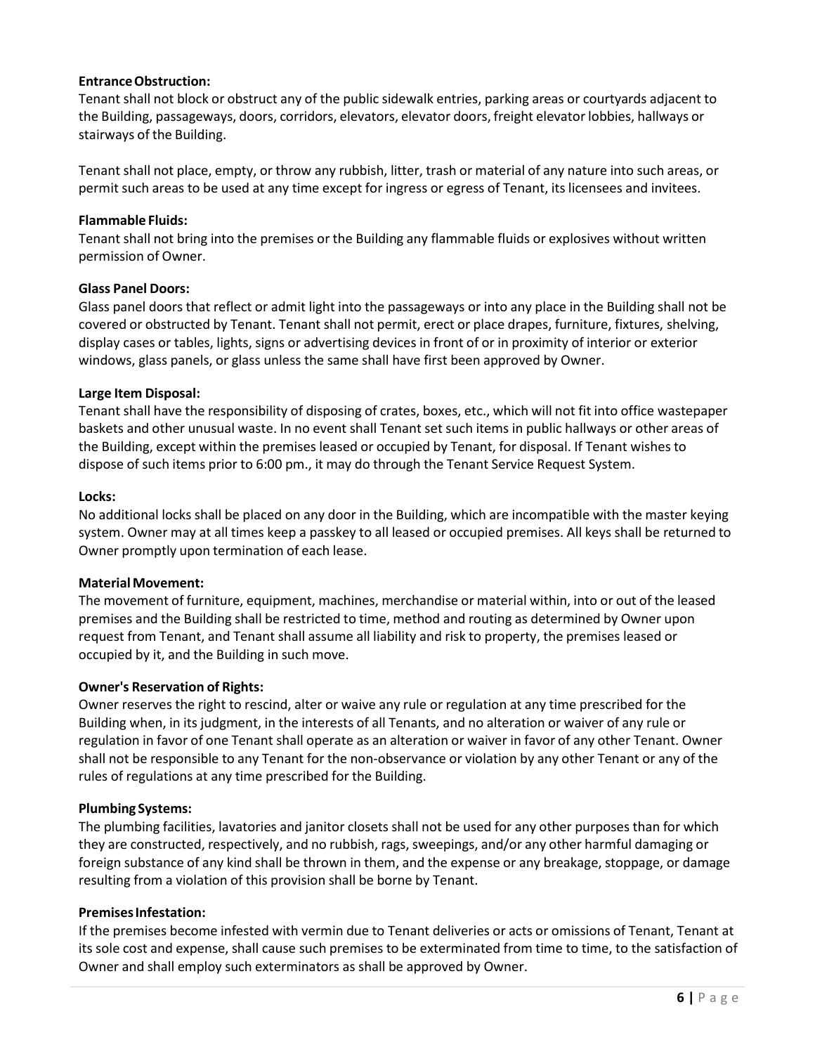**Entrance Obstruction:**
Tenant shall not block or obstruct any of the public sidewalk entries, parking areas or courtyards adjacent to the Building, passageways, doors, corridors, elevators, elevator doors, freight elevator lobbies, hallways or stairways of the Building.

Tenant shall not place, empty, or throw any rubbish, litter, trash or material of any nature into such areas, or permit such areas to be used at any time except for ingress or egress of Tenant, its licensees and invitees.

**Flammable Fluids:**
Tenant shall not bring into the premises or the Building any flammable fluids or explosives without written permission of Owner.

**Glass Panel Doors:**
Glass panel doors that reflect or admit light into the passageways or into any place in the Building shall not be covered or obstructed by Tenant. Tenant shall not permit, erect or place drapes, furniture, fixtures, shelving, display cases or tables, lights, signs or advertising devices in front of or in proximity of interior or exterior windows, glass panels, or glass unless the same shall have first been approved by Owner.

**Large Item Disposal:**
Tenant shall have the responsibility of disposing of crates, boxes, etc., which will not fit into office wastepaper baskets and other unusual waste. In no event shall Tenant set such items in public hallways or other areas of the Building, except within the premises leased or occupied by Tenant, for disposal. If Tenant wishes to dispose of such items prior to 6:00 pm., it may do through the Tenant Service Request System.

**Locks:**
No additional locks shall be placed on any door in the Building, which are incompatible with the master keying system. Owner may at all times keep a passkey to all leased or occupied premises. All keys shall be returned to Owner promptly upon termination of each lease.

**Material Movement:**
The movement of furniture, equipment, machines, merchandise or material within, into or out of the leased premises and the Building shall be restricted to time, method and routing as determined by Owner upon request from Tenant, and Tenant shall assume all liability and risk to property, the premises leased or occupied by it, and the Building in such move.

**Owner's Reservation of Rights:**
Owner reserves the right to rescind, alter or waive any rule or regulation at any time prescribed for the Building when, in its judgment, in the interests of all Tenants, and no alteration or waiver of any rule or regulation in favor of one Tenant shall operate as an alteration or waiver in favor of any other Tenant. Owner shall not be responsible to any Tenant for the non-observance or violation by any other Tenant or any of the rules of regulations at any time prescribed for the Building.

**Plumbing Systems:**
The plumbing facilities, lavatories and janitor closets shall not be used for any other purposes than for which they are constructed, respectively, and no rubbish, rags, sweepings, and/or any other harmful damaging or foreign substance of any kind shall be thrown in them, and the expense or any breakage, stoppage, or damage resulting from a violation of this provision shall be borne by Tenant.

**Premises Infestation:**
If the premises become infested with vermin due to Tenant deliveries or acts or omissions of Tenant, Tenant at its sole cost and expense, shall cause such premises to be exterminated from time to time, to the satisfaction of Owner and shall employ such exterminators as shall be approved by Owner.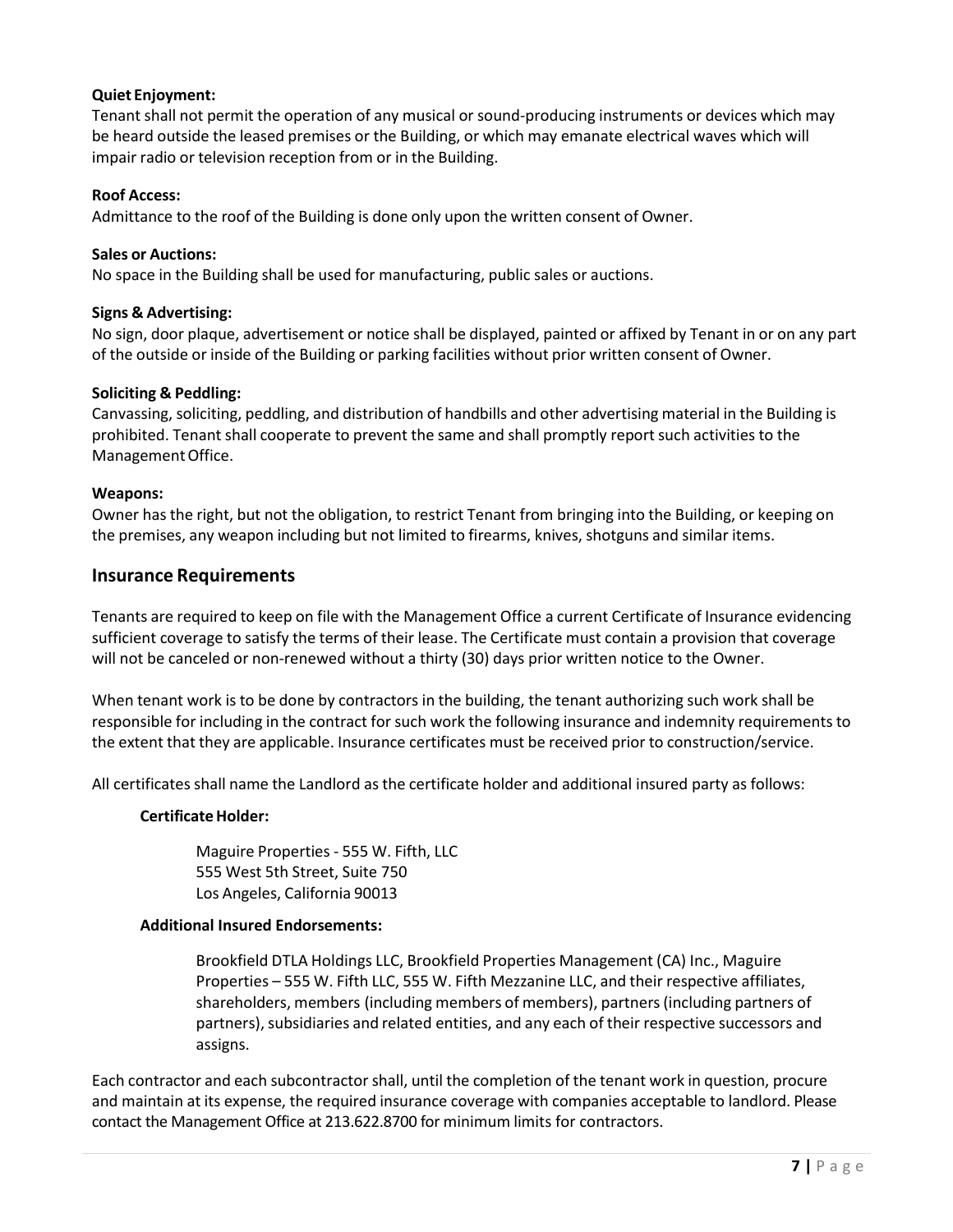**Quiet Enjoyment:**
Tenant shall not permit the operation of any musical or sound-producing instruments or devices which may be heard outside the leased premises or the Building, or which may emanate electrical waves which will impair radio or television reception from or in the Building.

**Roof Access:**
Admittance to the roof of the Building is done only upon the written consent of Owner.

**Sales or Auctions:**
No space in the Building shall be used for manufacturing, public sales or auctions.

**Signs & Advertising:**
No sign, door plaque, advertisement or notice shall be displayed, painted or affixed by Tenant in or on any part of the outside or inside of the Building or parking facilities without prior written consent of Owner.

**Soliciting & Peddling:**
Canvassing, soliciting, peddling, and distribution of handbills and other advertising material in the Building is prohibited. Tenant shall cooperate to prevent the same and shall promptly report such activities to the Management Office.

**Weapons:**
Owner has the right, but not the obligation, to restrict Tenant from bringing into the Building, or keeping on the premises, any weapon including but not limited to firearms, knives, shotguns and similar items.

## Insurance Requirements

Tenants are required to keep on file with the Management Office a current Certificate of Insurance evidencing sufficient coverage to satisfy the terms of their lease. The Certificate must contain a provision that coverage will not be canceled or non-renewed without a thirty (30) days prior written notice to the Owner.

When tenant work is to be done by contractors in the building, the tenant authorizing such work shall be responsible for including in the contract for such work the following insurance and indemnity requirements to the extent that they are applicable. Insurance certificates must be received prior to construction/service.

All certificates shall name the Landlord as the certificate holder and additional insured party as follows:

**Certificate Holder:**

Maguire Properties - 555 W. Fifth, LLC
555 West 5th Street, Suite 750
Los Angeles, California 90013

**Additional Insured Endorsements:**

Brookfield DTLA Holdings LLC, Brookfield Properties Management (CA) Inc., Maguire Properties – 555 W. Fifth LLC, 555 W. Fifth Mezzanine LLC, and their respective affiliates, shareholders, members (including members of members), partners (including partners of partners), subsidiaries and related entities, and any each of their respective successors and assigns.

Each contractor and each subcontractor shall, until the completion of the tenant work in question, procure and maintain at its expense, the required insurance coverage with companies acceptable to landlord. Please contact the Management Office at 213.622.8700 for minimum limits for contractors.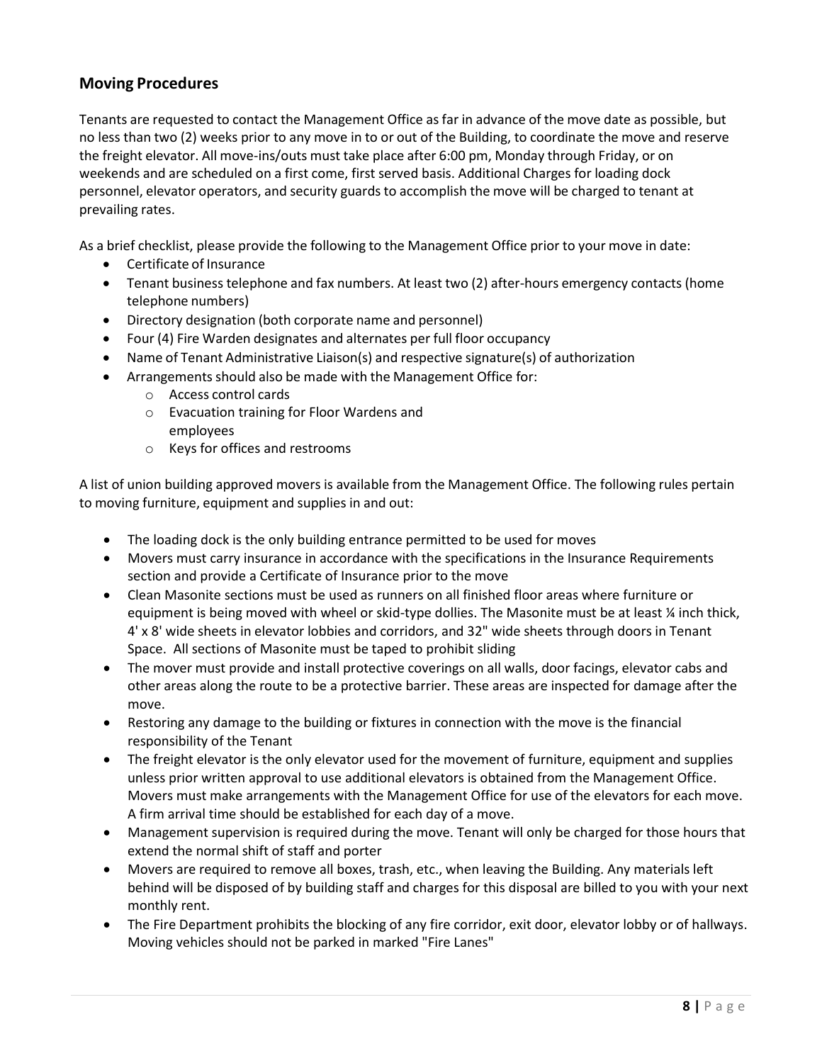## Moving Procedures

Tenants are requested to contact the Management Office as far in advance of the move date as possible, but no less than two (2) weeks prior to any move in to or out of the Building, to coordinate the move and reserve the freight elevator. All move-ins/outs must take place after 6:00 pm, Monday through Friday, or on weekends and are scheduled on a first come, first served basis. Additional Charges for loading dock personnel, elevator operators, and security guards to accomplish the move will be charged to tenant at prevailing rates.

As a brief checklist, please provide the following to the Management Office prior to your move in date:

- Certificate of Insurance
- Tenant business telephone and fax numbers. At least two (2) after-hours emergency contacts (home telephone numbers)
- Directory designation (both corporate name and personnel)
- Four (4) Fire Warden designates and alternates per full floor occupancy
- Name of Tenant Administrative Liaison(s) and respective signature(s) of authorization
- Arrangements should also be made with the Management Office for:
    - Access control cards
    - Evacuation training for Floor Wardens and employees
    - Keys for offices and restrooms

A list of union building approved movers is available from the Management Office. The following rules pertain to moving furniture, equipment and supplies in and out:

- The loading dock is the only building entrance permitted to be used for moves
- Movers must carry insurance in accordance with the specifications in the Insurance Requirements section and provide a Certificate of Insurance prior to the move
- Clean Masonite sections must be used as runners on all finished floor areas where furniture or equipment is being moved with wheel or skid-type dollies. The Masonite must be at least ¼ inch thick, 4' x 8' wide sheets in elevator lobbies and corridors, and 32" wide sheets through doors in Tenant Space. All sections of Masonite must be taped to prohibit sliding
- The mover must provide and install protective coverings on all walls, door facings, elevator cabs and other areas along the route to be a protective barrier. These areas are inspected for damage after the move.
- Restoring any damage to the building or fixtures in connection with the move is the financial responsibility of the Tenant
- The freight elevator is the only elevator used for the movement of furniture, equipment and supplies unless prior written approval to use additional elevators is obtained from the Management Office. Movers must make arrangements with the Management Office for use of the elevators for each move. A firm arrival time should be established for each day of a move.
- Management supervision is required during the move. Tenant will only be charged for those hours that extend the normal shift of staff and porter
- Movers are required to remove all boxes, trash, etc., when leaving the Building. Any materials left behind will be disposed of by building staff and charges for this disposal are billed to you with your next monthly rent.
- The Fire Department prohibits the blocking of any fire corridor, exit door, elevator lobby or of hallways. Moving vehicles should not be parked in marked "Fire Lanes"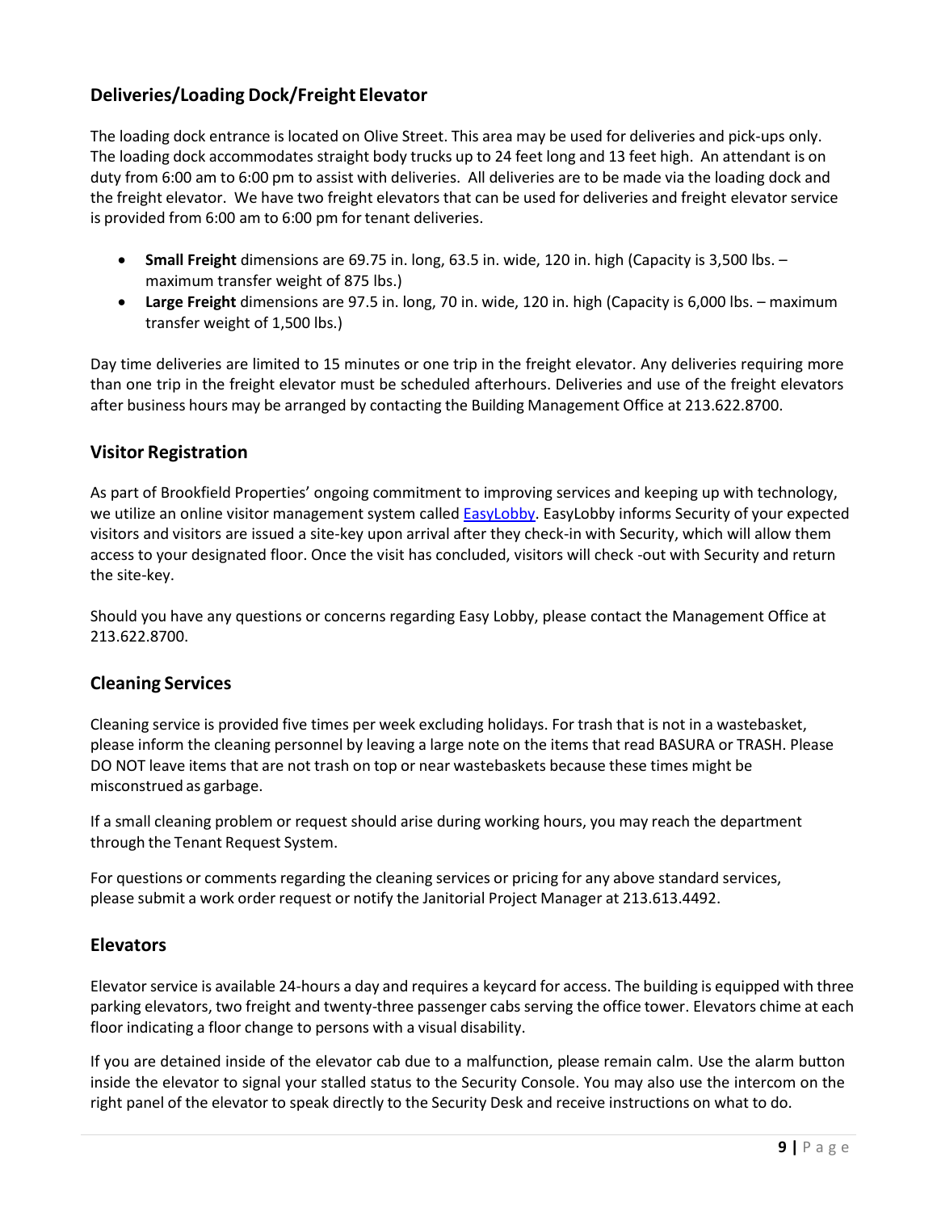## Deliveries/Loading Dock/Freight Elevator

The loading dock entrance is located on Olive Street. This area may be used for deliveries and pick-ups only. The loading dock accommodates straight body trucks up to 24 feet long and 13 feet high. An attendant is on duty from 6:00 am to 6:00 pm to assist with deliveries. All deliveries are to be made via the loading dock and the freight elevator. We have two freight elevators that can be used for deliveries and freight elevator service is provided from 6:00 am to 6:00 pm for tenant deliveries.

- **Small Freight** dimensions are 69.75 in. long, 63.5 in. wide, 120 in. high (Capacity is 3,500 lbs. – maximum transfer weight of 875 lbs.)
- **Large Freight** dimensions are 97.5 in. long, 70 in. wide, 120 in. high (Capacity is 6,000 lbs. – maximum transfer weight of 1,500 lbs.)

Day time deliveries are limited to 15 minutes or one trip in the freight elevator. Any deliveries requiring more than one trip in the freight elevator must be scheduled afterhours. Deliveries and use of the freight elevators after business hours may be arranged by contacting the Building Management Office at 213.622.8700.

## Visitor Registration

As part of Brookfield Properties' ongoing commitment to improving services and keeping up with technology, we utilize an online visitor management system called EasyLobby. EasyLobby informs Security of your expected visitors and visitors are issued a site-key upon arrival after they check-in with Security, which will allow them access to your designated floor. Once the visit has concluded, visitors will check -out with Security and return the site-key.

Should you have any questions or concerns regarding Easy Lobby, please contact the Management Office at 213.622.8700.

## Cleaning Services

Cleaning service is provided five times per week excluding holidays. For trash that is not in a wastebasket, please inform the cleaning personnel by leaving a large note on the items that read BASURA or TRASH. Please DO NOT leave items that are not trash on top or near wastebaskets because these times might be misconstrued as garbage.

If a small cleaning problem or request should arise during working hours, you may reach the department through the Tenant Request System.

For questions or comments regarding the cleaning services or pricing for any above standard services, please submit a work order request or notify the Janitorial Project Manager at 213.613.4492.

## Elevators

Elevator service is available 24-hours a day and requires a keycard for access. The building is equipped with three parking elevators, two freight and twenty-three passenger cabs serving the office tower. Elevators chime at each floor indicating a floor change to persons with a visual disability.

If you are detained inside of the elevator cab due to a malfunction, please remain calm. Use the alarm button inside the elevator to signal your stalled status to the Security Console. You may also use the intercom on the right panel of the elevator to speak directly to the Security Desk and receive instructions on what to do.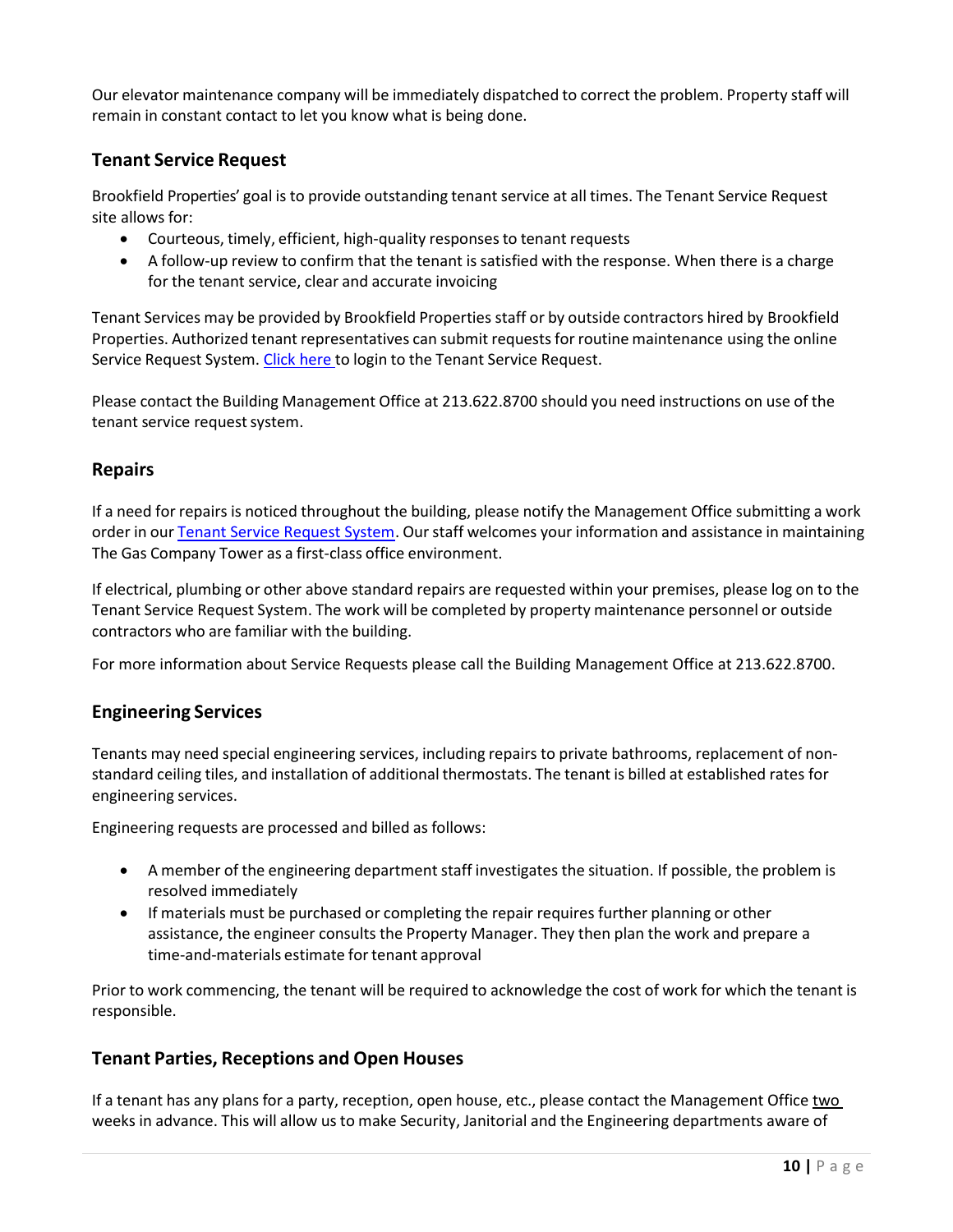Our elevator maintenance company will be immediately dispatched to correct the problem. Property staff will remain in constant contact to let you know what is being done.

### Tenant Service Request

Brookfield Properties' goal is to provide outstanding tenant service at all times. The Tenant Service Request site allows for:

- Courteous, timely, efficient, high-quality responses to tenant requests
- A follow-up review to confirm that the tenant is satisfied with the response. When there is a charge for the tenant service, clear and accurate invoicing

Tenant Services may be provided by Brookfield Properties staff or by outside contractors hired by Brookfield Properties. Authorized tenant representatives can submit requests for routine maintenance using the online Service Request System. Click here to login to the Tenant Service Request.

Please contact the Building Management Office at 213.622.8700 should you need instructions on use of the tenant service request system.

### Repairs

If a need for repairs is noticed throughout the building, please notify the Management Office submitting a work order in our Tenant Service Request System. Our staff welcomes your information and assistance in maintaining The Gas Company Tower as a first-class office environment.

If electrical, plumbing or other above standard repairs are requested within your premises, please log on to the Tenant Service Request System. The work will be completed by property maintenance personnel or outside contractors who are familiar with the building.

For more information about Service Requests please call the Building Management Office at 213.622.8700.

### Engineering Services

Tenants may need special engineering services, including repairs to private bathrooms, replacement of non-standard ceiling tiles, and installation of additional thermostats. The tenant is billed at established rates for engineering services.

Engineering requests are processed and billed as follows:

- A member of the engineering department staff investigates the situation. If possible, the problem is resolved immediately
- If materials must be purchased or completing the repair requires further planning or other assistance, the engineer consults the Property Manager. They then plan the work and prepare a time-and-materials estimate for tenant approval

Prior to work commencing, the tenant will be required to acknowledge the cost of work for which the tenant is responsible.

### Tenant Parties, Receptions and Open Houses

If a tenant has any plans for a party, reception, open house, etc., please contact the Management Office two weeks in advance. This will allow us to make Security, Janitorial and the Engineering departments aware of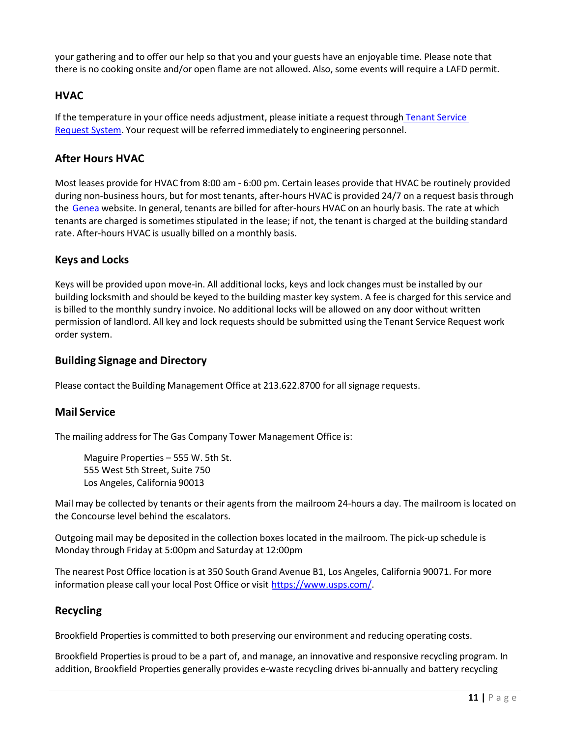your gathering and to offer our help so that you and your guests have an enjoyable time. Please note that there is no cooking onsite and/or open flame are not allowed. Also, some events will require a LAFD permit.

### HVAC

If the temperature in your office needs adjustment, please initiate a request through [Tenant Service Request System](). Your request will be referred immediately to engineering personnel.

### After Hours HVAC

Most leases provide for HVAC from 8:00 am - 6:00 pm. Certain leases provide that HVAC be routinely provided during non-business hours, but for most tenants, after-hours HVAC is provided 24/7 on a request basis through the [Genea]() website. In general, tenants are billed for after-hours HVAC on an hourly basis. The rate at which tenants are charged is sometimes stipulated in the lease; if not, the tenant is charged at the building standard rate. After-hours HVAC is usually billed on a monthly basis.

### Keys and Locks

Keys will be provided upon move-in. All additional locks, keys and lock changes must be installed by our building locksmith and should be keyed to the building master key system. A fee is charged for this service and is billed to the monthly sundry invoice. No additional locks will be allowed on any door without written permission of landlord. All key and lock requests should be submitted using the Tenant Service Request work order system.

### Building Signage and Directory

Please contact the Building Management Office at 213.622.8700 for all signage requests.

### Mail Service

The mailing address for The Gas Company Tower Management Office is:

> Maguire Properties – 555 W. 5th St.
> 555 West 5th Street, Suite 750
> Los Angeles, California 90013

Mail may be collected by tenants or their agents from the mailroom 24-hours a day. The mailroom is located on the Concourse level behind the escalators.

Outgoing mail may be deposited in the collection boxes located in the mailroom. The pick-up schedule is Monday through Friday at 5:00pm and Saturday at 12:00pm

The nearest Post Office location is at 350 South Grand Avenue B1, Los Angeles, California 90071. For more information please call your local Post Office or visit [https://www.usps.com/](https://www.usps.com/).

### Recycling

Brookfield Properties is committed to both preserving our environment and reducing operating costs.

Brookfield Properties is proud to be a part of, and manage, an innovative and responsive recycling program. In addition, Brookfield Properties generally provides e-waste recycling drives bi-annually and battery recycling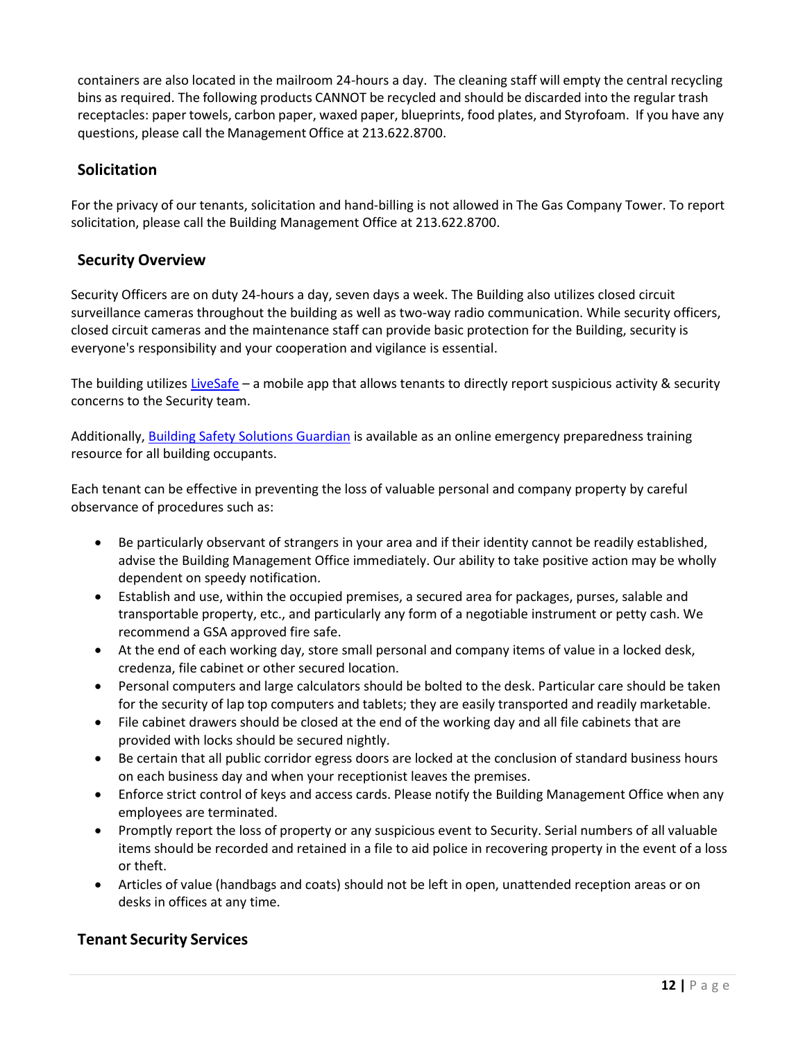containers are also located in the mailroom 24-hours a day. The cleaning staff will empty the central recycling bins as required. The following products CANNOT be recycled and should be discarded into the regular trash receptacles: paper towels, carbon paper, waxed paper, blueprints, food plates, and Styrofoam. If you have any questions, please call the Management Office at 213.622.8700.

## Solicitation

For the privacy of our tenants, solicitation and hand-billing is not allowed in The Gas Company Tower. To report solicitation, please call the Building Management Office at 213.622.8700.

## Security Overview

Security Officers are on duty 24-hours a day, seven days a week. The Building also utilizes closed circuit surveillance cameras throughout the building as well as two-way radio communication. While security officers, closed circuit cameras and the maintenance staff can provide basic protection for the Building, security is everyone's responsibility and your cooperation and vigilance is essential.

The building utilizes LiveSafe – a mobile app that allows tenants to directly report suspicious activity & security concerns to the Security team.

Additionally, Building Safety Solutions Guardian is available as an online emergency preparedness training resource for all building occupants.

Each tenant can be effective in preventing the loss of valuable personal and company property by careful observance of procedures such as:

- Be particularly observant of strangers in your area and if their identity cannot be readily established, advise the Building Management Office immediately. Our ability to take positive action may be wholly dependent on speedy notification.
- Establish and use, within the occupied premises, a secured area for packages, purses, salable and transportable property, etc., and particularly any form of a negotiable instrument or petty cash. We recommend a GSA approved fire safe.
- At the end of each working day, store small personal and company items of value in a locked desk, credenza, file cabinet or other secured location.
- Personal computers and large calculators should be bolted to the desk. Particular care should be taken for the security of lap top computers and tablets; they are easily transported and readily marketable.
- File cabinet drawers should be closed at the end of the working day and all file cabinets that are provided with locks should be secured nightly.
- Be certain that all public corridor egress doors are locked at the conclusion of standard business hours on each business day and when your receptionist leaves the premises.
- Enforce strict control of keys and access cards. Please notify the Building Management Office when any employees are terminated.
- Promptly report the loss of property or any suspicious event to Security. Serial numbers of all valuable items should be recorded and retained in a file to aid police in recovering property in the event of a loss or theft.
- Articles of value (handbags and coats) should not be left in open, unattended reception areas or on desks in offices at any time.

## Tenant Security Services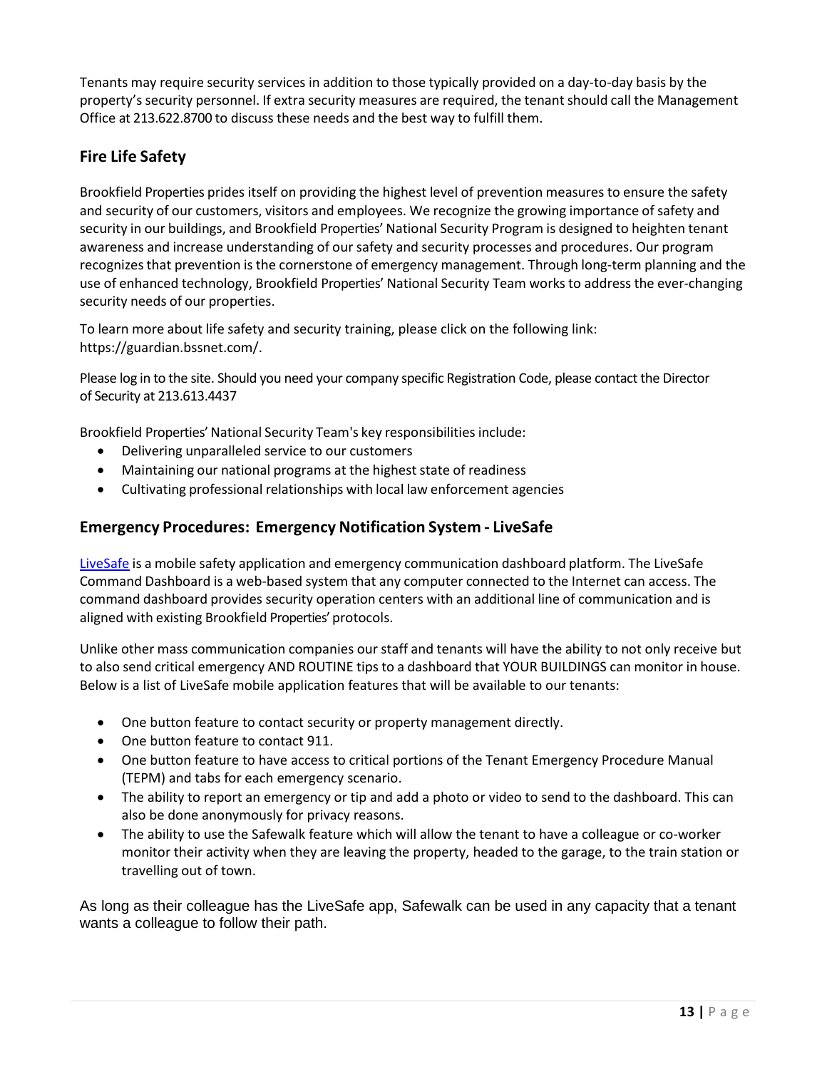Tenants may require security services in addition to those typically provided on a day-to-day basis by the property's security personnel. If extra security measures are required, the tenant should call the Management Office at 213.622.8700 to discuss these needs and the best way to fulfill them.

## Fire Life Safety

Brookfield Properties prides itself on providing the highest level of prevention measures to ensure the safety and security of our customers, visitors and employees. We recognize the growing importance of safety and security in our buildings, and Brookfield Properties' National Security Program is designed to heighten tenant awareness and increase understanding of our safety and security processes and procedures. Our program recognizes that prevention is the cornerstone of emergency management. Through long-term planning and the use of enhanced technology, Brookfield Properties' National Security Team works to address the ever-changing security needs of our properties.

To learn more about life safety and security training, please click on the following link: https://guardian.bssnet.com/.

Please log in to the site. Should you need your company specific Registration Code, please contact the Director of Security at 213.613.4437

Brookfield Properties' National Security Team's key responsibilities include:

- Delivering unparalleled service to our customers
- Maintaining our national programs at the highest state of readiness
- Cultivating professional relationships with local law enforcement agencies

## Emergency Procedures: Emergency Notification System - LiveSafe

LiveSafe is a mobile safety application and emergency communication dashboard platform. The LiveSafe Command Dashboard is a web-based system that any computer connected to the Internet can access. The command dashboard provides security operation centers with an additional line of communication and is aligned with existing Brookfield Properties' protocols.

Unlike other mass communication companies our staff and tenants will have the ability to not only receive but to also send critical emergency AND ROUTINE tips to a dashboard that YOUR BUILDINGS can monitor in house. Below is a list of LiveSafe mobile application features that will be available to our tenants:

- One button feature to contact security or property management directly.
- One button feature to contact 911.
- One button feature to have access to critical portions of the Tenant Emergency Procedure Manual (TEPM) and tabs for each emergency scenario.
- The ability to report an emergency or tip and add a photo or video to send to the dashboard. This can also be done anonymously for privacy reasons.
- The ability to use the Safewalk feature which will allow the tenant to have a colleague or co-worker monitor their activity when they are leaving the property, headed to the garage, to the train station or travelling out of town.

As long as their colleague has the LiveSafe app, Safewalk can be used in any capacity that a tenant wants a colleague to follow their path.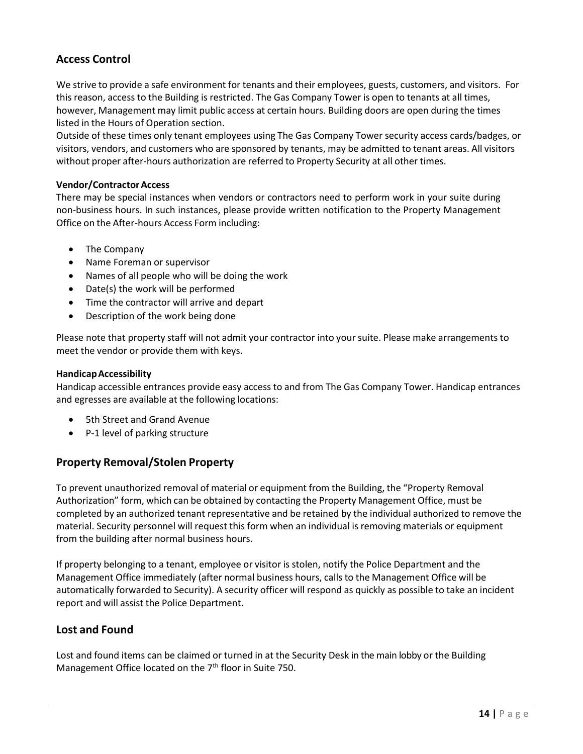## Access Control

We strive to provide a safe environment for tenants and their employees, guests, customers, and visitors. For this reason, access to the Building is restricted. The Gas Company Tower is open to tenants at all times, however, Management may limit public access at certain hours. Building doors are open during the times listed in the Hours of Operation section.
Outside of these times only tenant employees using The Gas Company Tower security access cards/badges, or visitors, vendors, and customers who are sponsored by tenants, may be admitted to tenant areas. All visitors without proper after-hours authorization are referred to Property Security at all other times.

#### Vendor/Contractor Access

There may be special instances when vendors or contractors need to perform work in your suite during non-business hours. In such instances, please provide written notification to the Property Management Office on the After-hours Access Form including:

- The Company
- Name Foreman or supervisor
- Names of all people who will be doing the work
- Date(s) the work will be performed
- Time the contractor will arrive and depart
- Description of the work being done

Please note that property staff will not admit your contractor into your suite. Please make arrangements to meet the vendor or provide them with keys.

#### Handicap Accessibility

Handicap accessible entrances provide easy access to and from The Gas Company Tower. Handicap entrances and egresses are available at the following locations:

- 5th Street and Grand Avenue
- P-1 level of parking structure

## Property Removal/Stolen Property

To prevent unauthorized removal of material or equipment from the Building, the "Property Removal Authorization" form, which can be obtained by contacting the Property Management Office, must be completed by an authorized tenant representative and be retained by the individual authorized to remove the material. Security personnel will request this form when an individual is removing materials or equipment from the building after normal business hours.

If property belonging to a tenant, employee or visitor is stolen, notify the Police Department and the Management Office immediately (after normal business hours, calls to the Management Office will be automatically forwarded to Security). A security officer will respond as quickly as possible to take an incident report and will assist the Police Department.

## Lost and Found

Lost and found items can be claimed or turned in at the Security Desk in the main lobby or the Building Management Office located on the 7th floor in Suite 750.